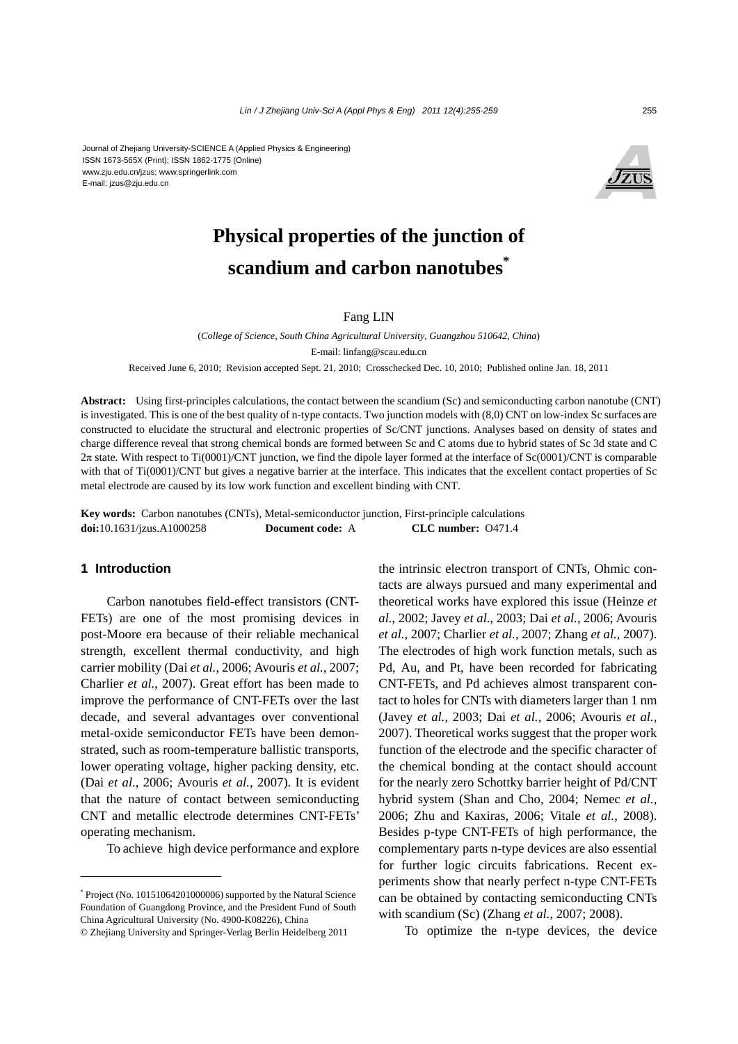Journal of Zhejiang University-SCIENCE A (Applied Physics & Engineering)
ISSN 1673-565X (Print); ISSN 1862-1775 (Online)
www.zju.edu.cn/jzus; www.springerlink.com
E-mail: jzus@zju.edu.cn

# Physical properties of the junction of scandium and carbon nanotubes*

Fang LIN

(*College of Science, South China Agricultural University, Guangzhou 510642, China*)

E-mail: linfang@scau.edu.cn

Received June 6, 2010; Revision accepted Sept. 21, 2010; Crosschecked Dec. 10, 2010; Published online Jan. 18, 2011

**Abstract:** Using first-principles calculations, the contact between the scandium (Sc) and semiconducting carbon nanotube (CNT) is investigated. This is one of the best quality of n-type contacts. Two junction models with (8,0) CNT on low-index Sc surfaces are constructed to elucidate the structural and electronic properties of Sc/CNT junctions. Analyses based on density of states and charge difference reveal that strong chemical bonds are formed between Sc and C atoms due to hybrid states of Sc 3d state and C 2π state. With respect to Ti(0001)/CNT junction, we find the dipole layer formed at the interface of Sc(0001)/CNT is comparable with that of Ti(0001)/CNT but gives a negative barrier at the interface. This indicates that the excellent contact properties of Sc metal electrode are caused by its low work function and excellent binding with CNT.

**Key words:** Carbon nanotubes (CNTs), Metal-semiconductor junction, First-principle calculations
**doi:**10.1631/jzus.A1000258 **Document code:** A **CLC number:** O471.4

## 1 Introduction

Carbon nanotubes field-effect transistors (CNT-FETs) are one of the most promising devices in post-Moore era because of their reliable mechanical strength, excellent thermal conductivity, and high carrier mobility (Dai *et al.*, 2006; Avouris *et al.*, 2007; Charlier *et al.*, 2007). Great effort has been made to improve the performance of CNT-FETs over the last decade, and several advantages over conventional metal-oxide semiconductor FETs have been demonstrated, such as room-temperature ballistic transports, lower operating voltage, higher packing density, etc. (Dai *et al.*, 2006; Avouris *et al.*, 2007). It is evident that the nature of contact between semiconducting CNT and metallic electrode determines CNT-FETs' operating mechanism.

To achieve high device performance and explore the intrinsic electron transport of CNTs, Ohmic contacts are always pursued and many experimental and theoretical works have explored this issue (Heinze *et al.*, 2002; Javey *et al.*, 2003; Dai *et al.*, 2006; Avouris *et al.*, 2007; Charlier *et al.*, 2007; Zhang *et al.*, 2007). The electrodes of high work function metals, such as Pd, Au, and Pt, have been recorded for fabricating CNT-FETs, and Pd achieves almost transparent contact to holes for CNTs with diameters larger than 1 nm (Javey *et al.*, 2003; Dai *et al.*, 2006; Avouris *et al.*, 2007). Theoretical works suggest that the proper work function of the electrode and the specific character of the chemical bonding at the contact should account for the nearly zero Schottky barrier height of Pd/CNT hybrid system (Shan and Cho, 2004; Nemec *et al.*, 2006; Zhu and Kaxiras, 2006; Vitale *et al.*, 2008). Besides p-type CNT-FETs of high performance, the complementary parts n-type devices are also essential for further logic circuits fabrications. Recent experiments show that nearly perfect n-type CNT-FETs can be obtained by contacting semiconducting CNTs with scandium (Sc) (Zhang *et al.*, 2007; 2008).

To optimize the n-type devices, the device

---

* Project (No. 10151064201000006) supported by the Natural Science Foundation of Guangdong Province, and the President Fund of South China Agricultural University (No. 4900-K08226), China
© Zhejiang University and Springer-Verlag Berlin Heidelberg 2011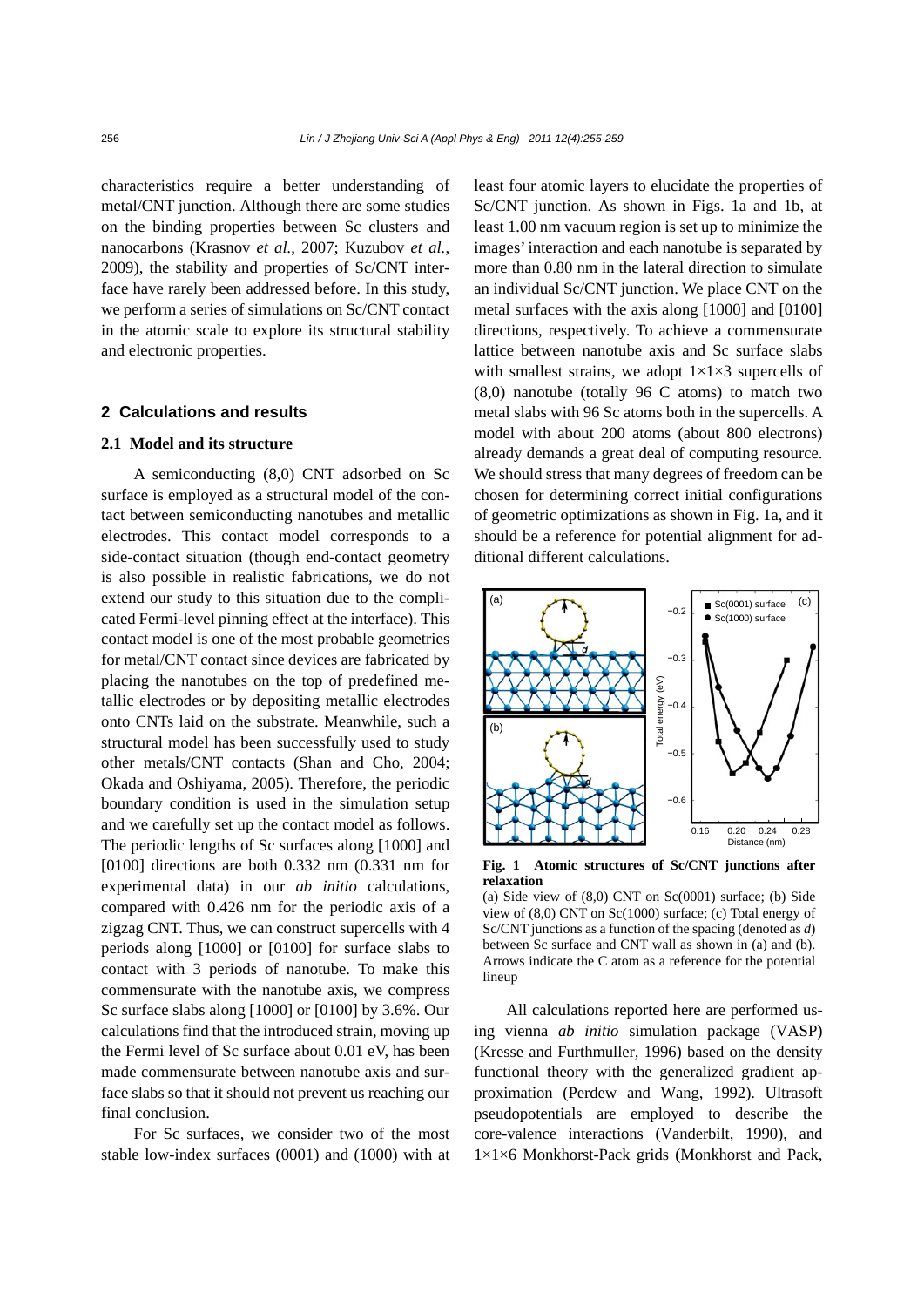characteristics require a better understanding of metal/CNT junction. Although there are some studies on the binding properties between Sc clusters and nanocarbons (Krasnov *et al.*, 2007; Kuzubov *et al.*, 2009), the stability and properties of Sc/CNT interface have rarely been addressed before. In this study, we perform a series of simulations on Sc/CNT contact in the atomic scale to explore its structural stability and electronic properties.

## 2 Calculations and results

### 2.1 Model and its structure

A semiconducting (8,0) CNT adsorbed on Sc surface is employed as a structural model of the contact between semiconducting nanotubes and metallic electrodes. This contact model corresponds to a side-contact situation (though end-contact geometry is also possible in realistic fabrications, we do not extend our study to this situation due to the complicated Fermi-level pinning effect at the interface). This contact model is one of the most probable geometries for metal/CNT contact since devices are fabricated by placing the nanotubes on the top of predefined metallic electrodes or by depositing metallic electrodes onto CNTs laid on the substrate. Meanwhile, such a structural model has been successfully used to study other metals/CNT contacts (Shan and Cho, 2004; Okada and Oshiyama, 2005). Therefore, the periodic boundary condition is used in the simulation setup and we carefully set up the contact model as follows. The periodic lengths of Sc surfaces along [1000] and [0100] directions are both 0.332 nm (0.331 nm for experimental data) in our *ab initio* calculations, compared with 0.426 nm for the periodic axis of a zigzag CNT. Thus, we can construct supercells with 4 periods along [1000] or [0100] for surface slabs to contact with 3 periods of nanotube. To make this commensurate with the nanotube axis, we compress Sc surface slabs along [1000] or [0100] by 3.6%. Our calculations find that the introduced strain, moving up the Fermi level of Sc surface about 0.01 eV, has been made commensurate between nanotube axis and surface slabs so that it should not prevent us reaching our final conclusion.

For Sc surfaces, we consider two of the most stable low-index surfaces (0001) and (1000) with at least four atomic layers to elucidate the properties of Sc/CNT junction. As shown in Figs. 1a and 1b, at least 1.00 nm vacuum region is set up to minimize the images' interaction and each nanotube is separated by more than 0.80 nm in the lateral direction to simulate an individual Sc/CNT junction. We place CNT on the metal surfaces with the axis along [1000] and [0100] directions, respectively. To achieve a commensurate lattice between nanotube axis and Sc surface slabs with smallest strains, we adopt $1\times1\times3$ supercells of (8,0) nanotube (totally 96 C atoms) to match two metal slabs with 96 Sc atoms both in the supercells. A model with about 200 atoms (about 800 electrons) already demands a great deal of computing resource. We should stress that many degrees of freedom can be chosen for determining correct initial configurations of geometric optimizations as shown in Fig. 1a, and it should be a reference for potential alignment for additional different calculations.

**Fig. 1 Atomic structures of Sc/CNT junctions after relaxation**

(a) Side view of (8,0) CNT on Sc(0001) surface; (b) Side view of (8,0) CNT on Sc(1000) surface; (c) Total energy of Sc/CNT junctions as a function of the spacing (denoted as *d*) between Sc surface and CNT wall as shown in (a) and (b). Arrows indicate the C atom as a reference for the potential lineup

All calculations reported here are performed using vienna *ab initio* simulation package (VASP) (Kresse and Furthmuller, 1996) based on the density functional theory with the generalized gradient approximation (Perdew and Wang, 1992). Ultrasoft pseudopotentials are employed to describe the core-valence interactions (Vanderbilt, 1990), and $1\times1\times6$ Monkhorst-Pack grids (Monkhorst and Pack,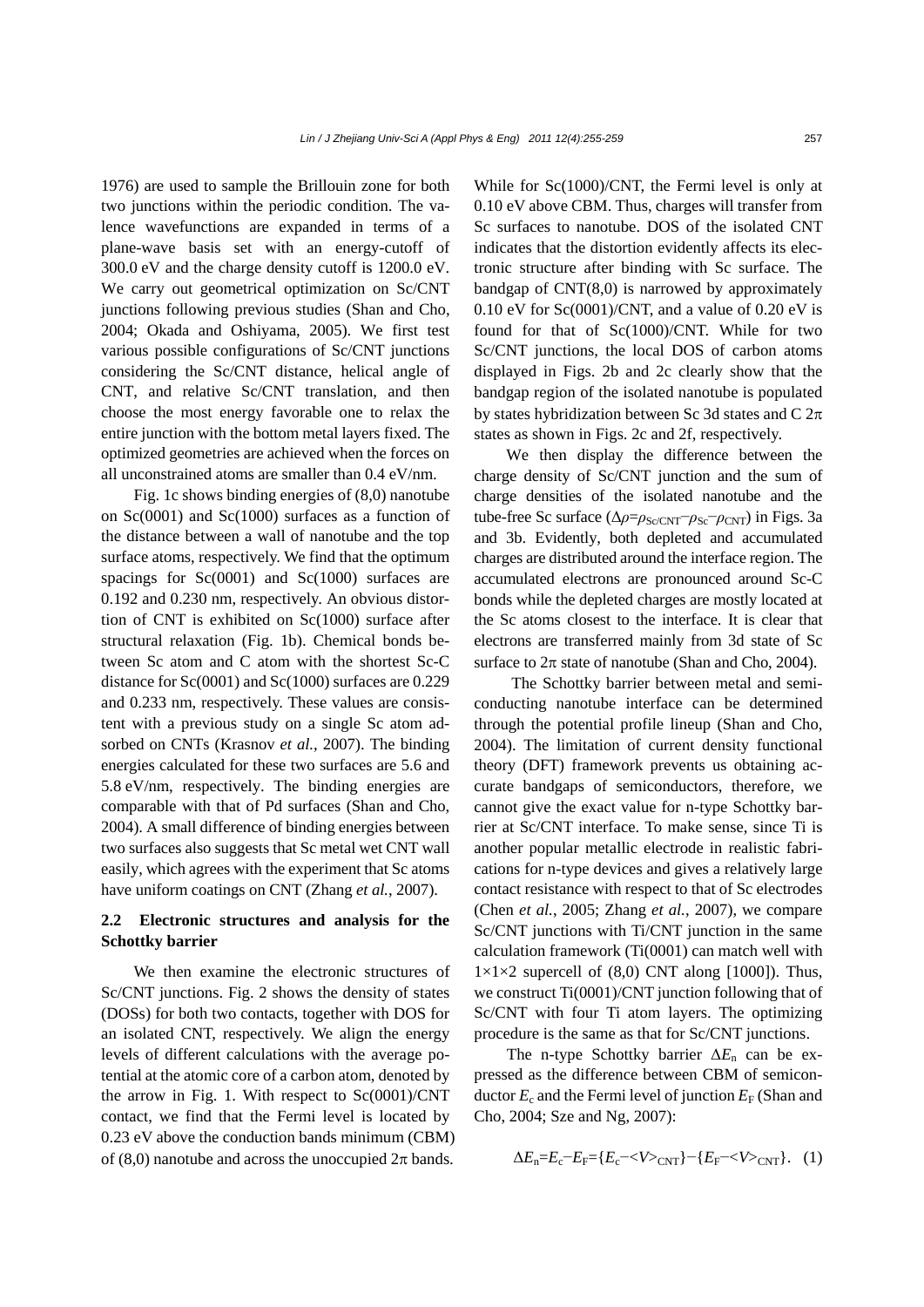1976) are used to sample the Brillouin zone for both two junctions within the periodic condition. The valence wavefunctions are expanded in terms of a plane-wave basis set with an energy-cutoff of 300.0 eV and the charge density cutoff is 1200.0 eV. We carry out geometrical optimization on Sc/CNT junctions following previous studies (Shan and Cho, 2004; Okada and Oshiyama, 2005). We first test various possible configurations of Sc/CNT junctions considering the Sc/CNT distance, helical angle of CNT, and relative Sc/CNT translation, and then choose the most energy favorable one to relax the entire junction with the bottom metal layers fixed. The optimized geometries are achieved when the forces on all unconstrained atoms are smaller than 0.4 eV/nm.

Fig. 1c shows binding energies of (8,0) nanotube on Sc(0001) and Sc(1000) surfaces as a function of the distance between a wall of nanotube and the top surface atoms, respectively. We find that the optimum spacings for Sc(0001) and Sc(1000) surfaces are 0.192 and 0.230 nm, respectively. An obvious distortion of CNT is exhibited on Sc(1000) surface after structural relaxation (Fig. 1b). Chemical bonds between Sc atom and C atom with the shortest Sc-C distance for Sc(0001) and Sc(1000) surfaces are 0.229 and 0.233 nm, respectively. These values are consistent with a previous study on a single Sc atom adsorbed on CNTs (Krasnov *et al.*, 2007). The binding energies calculated for these two surfaces are 5.6 and 5.8 eV/nm, respectively. The binding energies are comparable with that of Pd surfaces (Shan and Cho, 2004). A small difference of binding energies between two surfaces also suggests that Sc metal wet CNT wall easily, which agrees with the experiment that Sc atoms have uniform coatings on CNT (Zhang *et al.*, 2007).

### 2.2 Electronic structures and analysis for the Schottky barrier

We then examine the electronic structures of Sc/CNT junctions. Fig. 2 shows the density of states (DOSs) for both two contacts, together with DOS for an isolated CNT, respectively. We align the energy levels of different calculations with the average potential at the atomic core of a carbon atom, denoted by the arrow in Fig. 1. With respect to Sc(0001)/CNT contact, we find that the Fermi level is located by 0.23 eV above the conduction bands minimum (CBM) of (8,0) nanotube and across the unoccupied $2\pi$ bands. While for Sc(1000)/CNT, the Fermi level is only at 0.10 eV above CBM. Thus, charges will transfer from Sc surfaces to nanotube. DOS of the isolated CNT indicates that the distortion evidently affects its electronic structure after binding with Sc surface. The bandgap of CNT(8,0) is narrowed by approximately 0.10 eV for Sc(0001)/CNT, and a value of 0.20 eV is found for that of Sc(1000)/CNT. While for two Sc/CNT junctions, the local DOS of carbon atoms displayed in Figs. 2b and 2c clearly show that the bandgap region of the isolated nanotube is populated by states hybridization between Sc 3d states and C $2\pi$ states as shown in Figs. 2c and 2f, respectively.

We then display the difference between the charge density of Sc/CNT junction and the sum of charge densities of the isolated nanotube and the tube-free Sc surface ($\Delta\rho=\rho_{\text{Sc/CNT}}-\rho_{\text{Sc}}-\rho_{\text{CNT}}$) in Figs. 3a and 3b. Evidently, both depleted and accumulated charges are distributed around the interface region. The accumulated electrons are pronounced around Sc-C bonds while the depleted charges are mostly located at the Sc atoms closest to the interface. It is clear that electrons are transferred mainly from 3d state of Sc surface to $2\pi$ state of nanotube (Shan and Cho, 2004).

The Schottky barrier between metal and semiconducting nanotube interface can be determined through the potential profile lineup (Shan and Cho, 2004). The limitation of current density functional theory (DFT) framework prevents us obtaining accurate bandgaps of semiconductors, therefore, we cannot give the exact value for n-type Schottky barrier at Sc/CNT interface. To make sense, since Ti is another popular metallic electrode in realistic fabrications for n-type devices and gives a relatively large contact resistance with respect to that of Sc electrodes (Chen *et al.*, 2005; Zhang *et al.*, 2007), we compare Sc/CNT junctions with Ti/CNT junction in the same calculation framework (Ti(0001) can match well with $1\times1\times2$ supercell of (8,0) CNT along [1000]). Thus, we construct Ti(0001)/CNT junction following that of Sc/CNT with four Ti atom layers. The optimizing procedure is the same as that for Sc/CNT junctions.

The n-type Schottky barrier $\Delta E_{\text{n}}$ can be expressed as the difference between CBM of semiconductor $E_{\text{c}}$ and the Fermi level of junction $E_{\text{F}}$ (Shan and Cho, 2004; Sze and Ng, 2007):

$$\Delta E_{\text{n}}=E_{\text{c}}-E_{\text{F}}=\{E_{\text{c}}-\langle V\rangle_{\text{CNT}}\}-\{E_{\text{F}}-\langle V\rangle_{\text{CNT}}\}. \quad (1)$$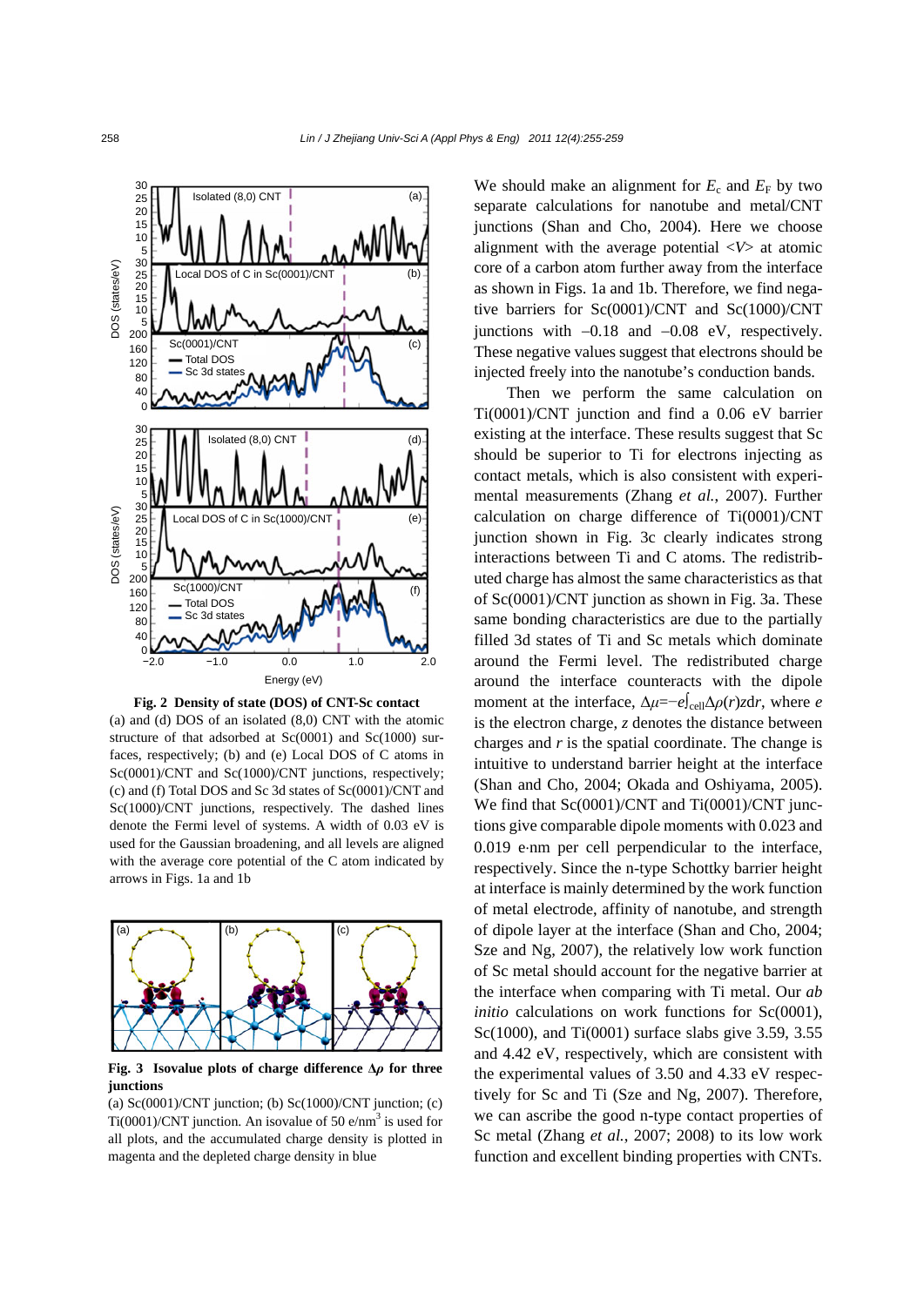**Fig. 2 Density of state (DOS) of CNT-Sc contact**

(a) and (d) DOS of an isolated (8,0) CNT with the atomic structure of that adsorbed at Sc(0001) and Sc(1000) surfaces, respectively; (b) and (e) Local DOS of C atoms in Sc(0001)/CNT and Sc(1000)/CNT junctions, respectively; (c) and (f) Total DOS and Sc 3d states of Sc(0001)/CNT and Sc(1000)/CNT junctions, respectively. The dashed lines denote the Fermi level of systems. A width of 0.03 eV is used for the Gaussian broadening, and all levels are aligned with the average core potential of the C atom indicated by arrows in Figs. 1a and 1b

**Fig. 3 Isovalue plots of charge difference $\Delta\rho$ for three junctions**

(a) Sc(0001)/CNT junction; (b) Sc(1000)/CNT junction; (c) Ti(0001)/CNT junction. An isovalue of 50 e/nm$^3$ is used for all plots, and the accumulated charge density is plotted in magenta and the depleted charge density in blue

We should make an alignment for $E_c$ and $E_F$ by two separate calculations for nanotube and metal/CNT junctions (Shan and Cho, 2004). Here we choose alignment with the average potential $\langle V \rangle$ at atomic core of a carbon atom further away from the interface as shown in Figs. 1a and 1b. Therefore, we find negative barriers for Sc(0001)/CNT and Sc(1000)/CNT junctions with −0.18 and −0.08 eV, respectively. These negative values suggest that electrons should be injected freely into the nanotube's conduction bands.

Then we perform the same calculation on Ti(0001)/CNT junction and find a 0.06 eV barrier existing at the interface. These results suggest that Sc should be superior to Ti for electrons injecting as contact metals, which is also consistent with experimental measurements (Zhang *et al.*, 2007). Further calculation on charge difference of Ti(0001)/CNT junction shown in Fig. 3c clearly indicates strong interactions between Ti and C atoms. The redistributed charge has almost the same characteristics as that of Sc(0001)/CNT junction as shown in Fig. 3a. These same bonding characteristics are due to the partially filled 3d states of Ti and Sc metals which dominate around the Fermi level. The redistributed charge around the interface counteracts with the dipole moment at the interface, $\Delta\mu=-e\int_{\text{cell}}\Delta\rho(r)z\mathrm{d}r$, where $e$ is the electron charge, $z$ denotes the distance between charges and $r$ is the spatial coordinate. The change is intuitive to understand barrier height at the interface (Shan and Cho, 2004; Okada and Oshiyama, 2005). We find that Sc(0001)/CNT and Ti(0001)/CNT junctions give comparable dipole moments with 0.023 and 0.019 e·nm per cell perpendicular to the interface, respectively. Since the n-type Schottky barrier height at interface is mainly determined by the work function of metal electrode, affinity of nanotube, and strength of dipole layer at the interface (Shan and Cho, 2004; Sze and Ng, 2007), the relatively low work function of Sc metal should account for the negative barrier at the interface when comparing with Ti metal. Our *ab initio* calculations on work functions for Sc(0001), Sc(1000), and Ti(0001) surface slabs give 3.59, 3.55 and 4.42 eV, respectively, which are consistent with the experimental values of 3.50 and 4.33 eV respectively for Sc and Ti (Sze and Ng, 2007). Therefore, we can ascribe the good n-type contact properties of Sc metal (Zhang *et al.*, 2007; 2008) to its low work function and excellent binding properties with CNTs.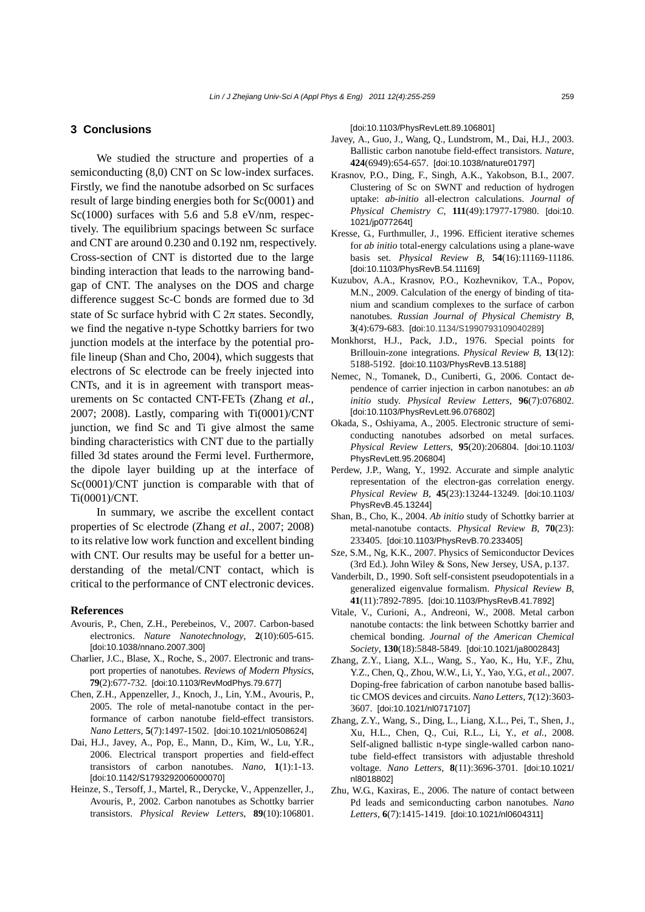## 3 Conclusions

We studied the structure and properties of a semiconducting (8,0) CNT on Sc low-index surfaces. Firstly, we find the nanotube adsorbed on Sc surfaces result of large binding energies both for Sc(0001) and Sc(1000) surfaces with 5.6 and 5.8 eV/nm, respectively. The equilibrium spacings between Sc surface and CNT are around 0.230 and 0.192 nm, respectively. Cross-section of CNT is distorted due to the large binding interaction that leads to the narrowing bandgap of CNT. The analyses on the DOS and charge difference suggest Sc-C bonds are formed due to 3d state of Sc surface hybrid with C $2\pi$ states. Secondly, we find the negative n-type Schottky barriers for two junction models at the interface by the potential profile lineup (Shan and Cho, 2004), which suggests that electrons of Sc electrode can be freely injected into CNTs, and it is in agreement with transport measurements on Sc contacted CNT-FETs (Zhang *et al.*, 2007; 2008). Lastly, comparing with Ti(0001)/CNT junction, we find Sc and Ti give almost the same binding characteristics with CNT due to the partially filled 3d states around the Fermi level. Furthermore, the dipole layer building up at the interface of Sc(0001)/CNT junction is comparable with that of Ti(0001)/CNT.

In summary, we ascribe the excellent contact properties of Sc electrode (Zhang *et al.*, 2007; 2008) to its relative low work function and excellent binding with CNT. Our results may be useful for a better understanding of the metal/CNT contact, which is critical to the performance of CNT electronic devices.

### References

Avouris, P., Chen, Z.H., Perebeinos, V., 2007. Carbon-based electronics. *Nature Nanotechnology*, **2**(10):605-615. [doi:10.1038/nnano.2007.300]

Charlier, J.C., Blase, X., Roche, S., 2007. Electronic and transport properties of nanotubes. *Reviews of Modern Physics*, **79**(2):677-732. [doi:10.1103/RevModPhys.79.677]

Chen, Z.H., Appenzeller, J., Knoch, J., Lin, Y.M., Avouris, P., 2005. The role of metal-nanotube contact in the performance of carbon nanotube field-effect transistors. *Nano Letters*, **5**(7):1497-1502. [doi:10.1021/nl0508624]

Dai, H.J., Javey, A., Pop, E., Mann, D., Kim, W., Lu, Y.R., 2006. Electrical transport properties and field-effect transistors of carbon nanotubes. *Nano*, **1**(1):1-13. [doi:10.1142/S1793292006000070]

Heinze, S., Tersoff, J., Martel, R., Derycke, V., Appenzeller, J., Avouris, P., 2002. Carbon nanotubes as Schottky barrier transistors. *Physical Review Letters*, **89**(10):106801. [doi:10.1103/PhysRevLett.89.106801]

Javey, A., Guo, J., Wang, Q., Lundstrom, M., Dai, H.J., 2003. Ballistic carbon nanotube field-effect transistors. *Nature*, **424**(6949):654-657. [doi:10.1038/nature01797]

Krasnov, P.O., Ding, F., Singh, A.K., Yakobson, B.I., 2007. Clustering of Sc on SWNT and reduction of hydrogen uptake: *ab-initio* all-electron calculations. *Journal of Physical Chemistry C*, **111**(49):17977-17980. [doi:10.1021/jp077264t]

Kresse, G., Furthmuller, J., 1996. Efficient iterative schemes for *ab initio* total-energy calculations using a plane-wave basis set. *Physical Review B*, **54**(16):11169-11186. [doi:10.1103/PhysRevB.54.11169]

Kuzubov, A.A., Krasnov, P.O., Kozhevnikov, T.A., Popov, M.N., 2009. Calculation of the energy of binding of titanium and scandium complexes to the surface of carbon nanotubes. *Russian Journal of Physical Chemistry B*, **3**(4):679-683. [doi:10.1134/S1990793109040289]

Monkhorst, H.J., Pack, J.D., 1976. Special points for Brillouin-zone integrations. *Physical Review B*, **13**(12): 5188-5192. [doi:10.1103/PhysRevB.13.5188]

Nemec, N., Tomanek, D., Cuniberti, G., 2006. Contact dependence of carrier injection in carbon nanotubes: an *ab initio* study. *Physical Review Letters*, **96**(7):076802. [doi:10.1103/PhysRevLett.96.076802]

Okada, S., Oshiyama, A., 2005. Electronic structure of semiconducting nanotubes adsorbed on metal surfaces. *Physical Review Letters*, **95**(20):206804. [doi:10.1103/PhysRevLett.95.206804]

Perdew, J.P., Wang, Y., 1992. Accurate and simple analytic representation of the electron-gas correlation energy. *Physical Review B*, **45**(23):13244-13249. [doi:10.1103/PhysRevB.45.13244]

Shan, B., Cho, K., 2004. *Ab initio* study of Schottky barrier at metal-nanotube contacts. *Physical Review B*, **70**(23): 233405. [doi:10.1103/PhysRevB.70.233405]

Sze, S.M., Ng, K.K., 2007. Physics of Semiconductor Devices (3rd Ed.). John Wiley & Sons, New Jersey, USA, p.137.

Vanderbilt, D., 1990. Soft self-consistent pseudopotentials in a generalized eigenvalue formalism. *Physical Review B*, **41**(11):7892-7895. [doi:10.1103/PhysRevB.41.7892]

Vitale, V., Curioni, A., Andreoni, W., 2008. Metal carbon nanotube contacts: the link between Schottky barrier and chemical bonding. *Journal of the American Chemical Society*, **130**(18):5848-5849. [doi:10.1021/ja8002843]

Zhang, Z.Y., Liang, X.L., Wang, S., Yao, K., Hu, Y.F., Zhu, Y.Z., Chen, Q., Zhou, W.W., Li, Y., Yao, Y.G., *et al.*, 2007. Doping-free fabrication of carbon nanotube based ballistic CMOS devices and circuits. *Nano Letters*, **7**(12):3603-3607. [doi:10.1021/nl0717107]

Zhang, Z.Y., Wang, S., Ding, L., Liang, X.L., Pei, T., Shen, J., Xu, H.L., Chen, Q., Cui, R.L., Li, Y., *et al.*, 2008. Self-aligned ballistic n-type single-walled carbon nanotube field-effect transistors with adjustable threshold voltage. *Nano Letters*, **8**(11):3696-3701. [doi:10.1021/nl8018802]

Zhu, W.G., Kaxiras, E., 2006. The nature of contact between Pd leads and semiconducting carbon nanotubes. *Nano Letters*, **6**(7):1415-1419. [doi:10.1021/nl0604311]